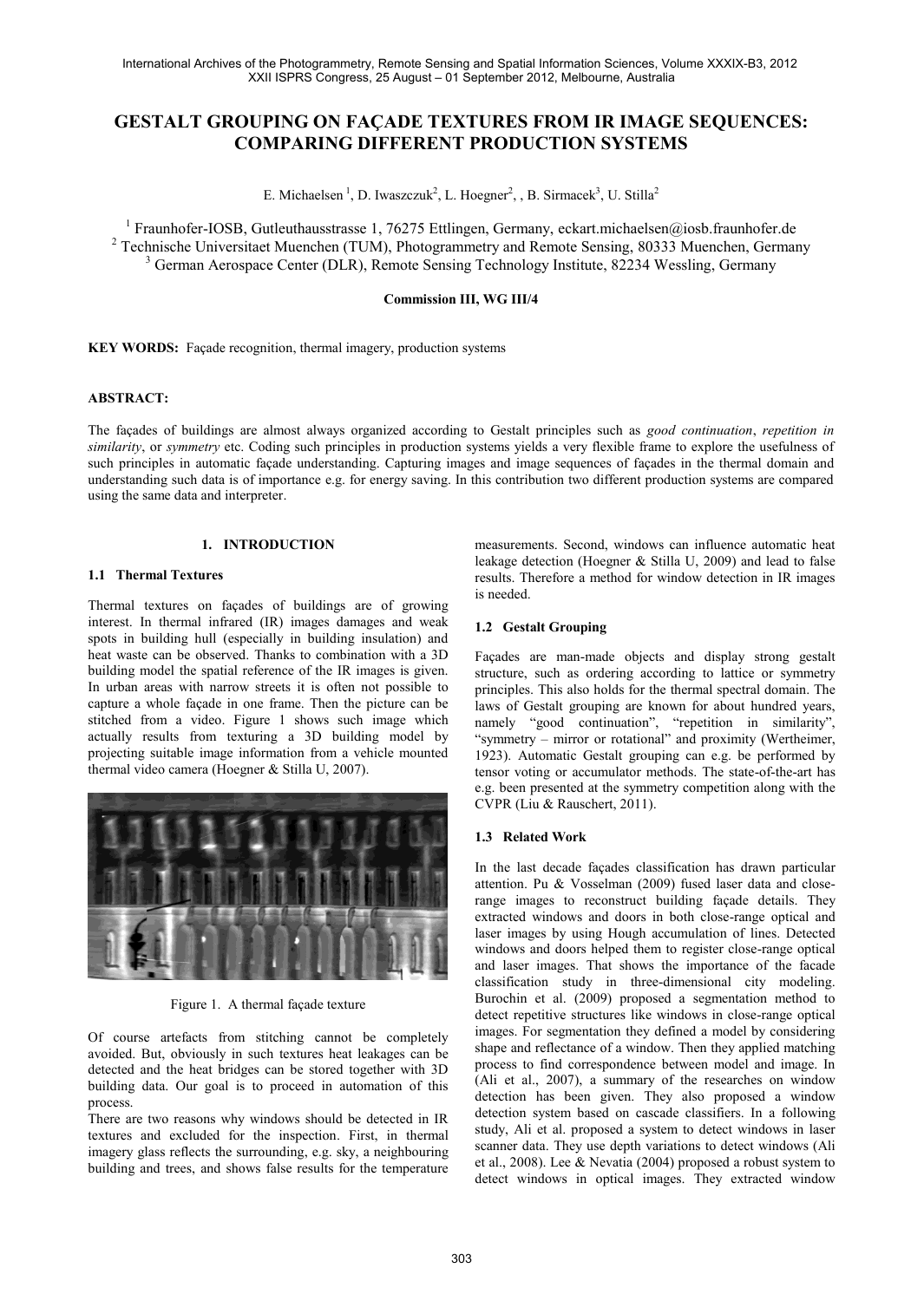# GESTALT GROUPING ON FAÇADE TEXTURES FROM IR IMAGE SEQUENCES: COMPARING DIFFERENT PRODUCTION SYSTEMS

E. Michaelsen [1], D. Iwaszczuk[2], L. Hoegner[2], , B. Sirmacek[3], U. Stilla[2]

[1] Fraunhofer-IOSB, Gutleuthausstrasse 1, 76275 Ettlingen, Germany, eckart.michaelsen@iosb.fraunhofer.de
[2] Technische Universitaet Muenchen (TUM), Photogrammetry and Remote Sensing, 80333 Muenchen, Germany
[3] German Aerospace Center (DLR), Remote Sensing Technology Institute, 82234 Wessling, Germany

**Commission III, WG III/4**

**KEY WORDS:** Façade recognition, thermal imagery, production systems

**ABSTRACT:**

The façades of buildings are almost always organized according to Gestalt principles such as *good continuation*, *repetition in similarity*, or *symmetry* etc. Coding such principles in production systems yields a very flexible frame to explore the usefulness of such principles in automatic façade understanding. Capturing images and image sequences of façades in the thermal domain and understanding such data is of importance e.g. for energy saving. In this contribution two different production systems are compared using the same data and interpreter.

## 1. INTRODUCTION

### 1.1 Thermal Textures

Thermal textures on façades of buildings are of growing interest. In thermal infrared (IR) images damages and weak spots in building hull (especially in building insulation) and heat waste can be observed. Thanks to combination with a 3D building model the spatial reference of the IR images is given. In urban areas with narrow streets it is often not possible to capture a whole façade in one frame. Then the picture can be stitched from a video. Figure 1 shows such image which actually results from texturing a 3D building model by projecting suitable image information from a vehicle mounted thermal video camera (Hoegner & Stilla U, 2007).

Figure 1. A thermal façade texture

Of course artefacts from stitching cannot be completely avoided. But, obviously in such textures heat leakages can be detected and the heat bridges can be stored together with 3D building data. Our goal is to proceed in automation of this process.

There are two reasons why windows should be detected in IR textures and excluded for the inspection. First, in thermal imagery glass reflects the surrounding, e.g. sky, a neighbouring building and trees, and shows false results for the temperature measurements. Second, windows can influence automatic heat leakage detection (Hoegner & Stilla U, 2009) and lead to false results. Therefore a method for window detection in IR images is needed.

### 1.2 Gestalt Grouping

Façades are man-made objects and display strong gestalt structure, such as ordering according to lattice or symmetry principles. This also holds for the thermal spectral domain. The laws of Gestalt grouping are known for about hundred years, namely "good continuation", "repetition in similarity", "symmetry – mirror or rotational" and proximity (Wertheimer, 1923). Automatic Gestalt grouping can e.g. be performed by tensor voting or accumulator methods. The state-of-the-art has e.g. been presented at the symmetry competition along with the CVPR (Liu & Rauschert, 2011).

### 1.3 Related Work

In the last decade façades classification has drawn particular attention. Pu & Vosselman (2009) fused laser data and close-range images to reconstruct building façade details. They extracted windows and doors in both close-range optical and laser images by using Hough accumulation of lines. Detected windows and doors helped them to register close-range optical and laser images. That shows the importance of the facade classification study in three-dimensional city modeling. Burochin et al. (2009) proposed a segmentation method to detect repetitive structures like windows in close-range optical images. For segmentation they defined a model by considering shape and reflectance of a window. Then they applied matching process to find correspondence between model and image. In (Ali et al., 2007), a summary of the researches on window detection has been given. They also proposed a window detection system based on cascade classifiers. In a following study, Ali et al. proposed a system to detect windows in laser scanner data. They use depth variations to detect windows (Ali et al., 2008). Lee & Nevatia (2004) proposed a robust system to detect windows in optical images. They extracted window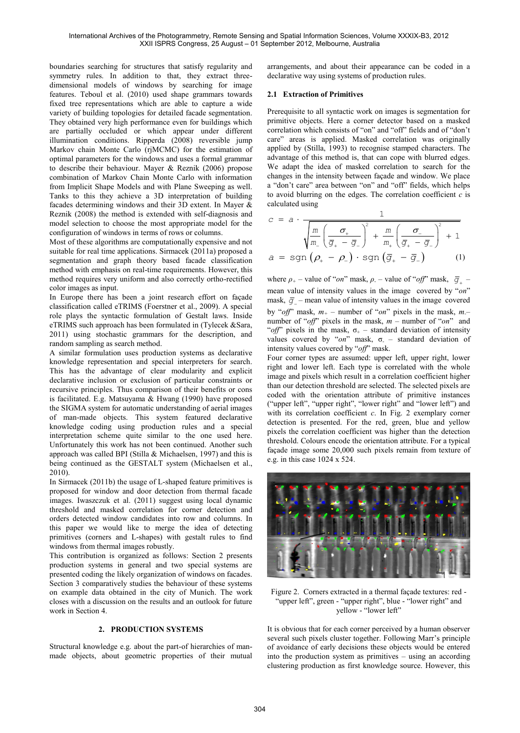boundaries searching for structures that satisfy regularity and symmetry rules. In addition to that, they extract three-dimensional models of windows by searching for image features. Teboul et al. (2010) used shape grammars towards fixed tree representations which are able to capture a wide variety of building topologies for detailed facade segmentation. They obtained very high performance even for buildings which are partially occluded or which appear under different illumination conditions. Ripperda (2008) reversible jump Markov chain Monte Carlo (rjMCMC) for the estimation of optimal parameters for the windows and uses a formal grammar to describe their behaviour. Mayer & Reznik (2006) propose combination of Markov Chain Monte Carlo with information from Implicit Shape Models and with Plane Sweeping as well. Tanks to this they achieve a 3D interpretation of building facades determining windows and their 3D extent. In Mayer & Reznik (2008) the method is extended with self-diagnosis and model selection to choose the most appropriate model for the configuration of windows in terms of rows or columns.

Most of these algorithms are computationally expensive and not suitable for real time applications. Sirmacek (2011a) proposed a segmentation and graph theory based facade classification method with emphasis on real-time requirements. However, this method requires very uniform and also correctly ortho-rectified color images as input.

In Europe there has been a joint research effort on façade classification called eTRIMS (Foerstner et al., 2009). A special role plays the syntactic formulation of Gestalt laws. Inside eTRIMS such approach has been formulated in (Tylecek &Sara, 2011) using stochastic grammars for the description, and random sampling as search method.

A similar formulation uses production systems as declarative knowledge representation and special interpreters for search. This has the advantage of clear modularity and explicit declarative inclusion or exclusion of particular constraints or recursive principles. Thus comparison of their benefits or cons is facilitated. E.g. Matsuyama & Hwang (1990) have proposed the SIGMA system for automatic understanding of aerial images of man-made objects. This system featured declarative knowledge coding using production rules and a special interpretation scheme quite similar to the one used here. Unfortunately this work has not been continued. Another such approach was called BPI (Stilla & Michaelsen, 1997) and this is being continued as the GESTALT system (Michaelsen et al., 2010).

In Sirmacek (2011b) the usage of L-shaped feature primitives is proposed for window and door detection from thermal facade images. Iwaszczuk et al. (2011) suggest using local dynamic threshold and masked correlation for corner detection and orders detected window candidates into row and columns. In this paper we would like to merge the idea of detecting primitives (corners and L-shapes) with gestalt rules to find windows from thermal images robustly.

This contribution is organized as follows: Section 2 presents production systems in general and two special systems are presented coding the likely organization of windows on facades. Section 3 comparatively studies the behaviour of these systems on example data obtained in the city of Munich. The work closes with a discussion on the results and an outlook for future work in Section 4.

## 2. PRODUCTION SYSTEMS

Structural knowledge e.g. about the part-of hierarchies of man-made objects, about geometric properties of their mutual arrangements, and about their appearance can be coded in a declarative way using systems of production rules.

### 2.1 Extraction of Primitives

Prerequisite to all syntactic work on images is segmentation for primitive objects. Here a corner detector based on a masked correlation which consists of "on" and "off" fields and of "don't care" areas is applied. Masked correlation was originally applied by (Stilla, 1993) to recognise stamped characters. The advantage of this method is, that can cope with blurred edges. We adapt the idea of masked correlation to search for the changes in the intensity between façade and window. We place a "don't care" area between "on" and "off" fields, which helps to avoid blurring on the edges. The correlation coefficient $c$ is calculated using

$$c = a \cdot \frac{1}{\sqrt{\frac{m}{m_-}\left(\frac{\sigma_+}{\overline{g}_+ - \overline{g}_-}\right)^2 + \frac{m}{m_+}\left(\frac{\sigma_-}{\overline{g}_+ - \overline{g}_-}\right)^2 + 1}}$$

$$a = \operatorname{sgn}\left(\rho_+ - \rho_-\right) \cdot \operatorname{sgn}\left(\overline{g}_+ - \overline{g}_-\right) \tag{1}$$

where $\rho_+$ – value of "*on*" mask, $\rho_-$ – value of "*off*" mask, $\overline{g}_+$ – mean value of intensity values in the image covered by "*on*" mask, $\overline{g}_-$ – mean value of intensity values in the image covered by "*off*" mask, $m_+$ – number of "*on*" pixels in the mask, $m_-$ – number of "*off*" pixels in the mask, $m$ – number of "*on*" and "*off*" pixels in the mask, $\sigma_+$ – standard deviation of intensity values covered by "*on*" mask, $\sigma_-$ – standard deviation of intensity values covered by "*off*" mask.

Four corner types are assumed: upper left, upper right, lower right and lower left. Each type is correlated with the whole image and pixels which result in a correlation coefficient higher than our detection threshold are selected. The selected pixels are coded with the orientation attribute of primitive instances ("upper left", "upper right", "lower right" and "lower left") and with its correlation coefficient $c$. In Fig. 2 exemplary corner detection is presented. For the red, green, blue and yellow pixels the correlation coefficient was higher than the detection threshold. Colours encode the orientation attribute. For a typical façade image some 20,000 such pixels remain from texture of e.g. in this case 1024 x 524.

Figure 2. Corners extracted in a thermal façade textures: red - "upper left", green - "upper right", blue - "lower right" and yellow - "lower left"

It is obvious that for each corner perceived by a human observer several such pixels cluster together. Following Marr's principle of avoidance of early decisions these objects would be entered into the production system as primitives – using an according clustering production as first knowledge source. However, this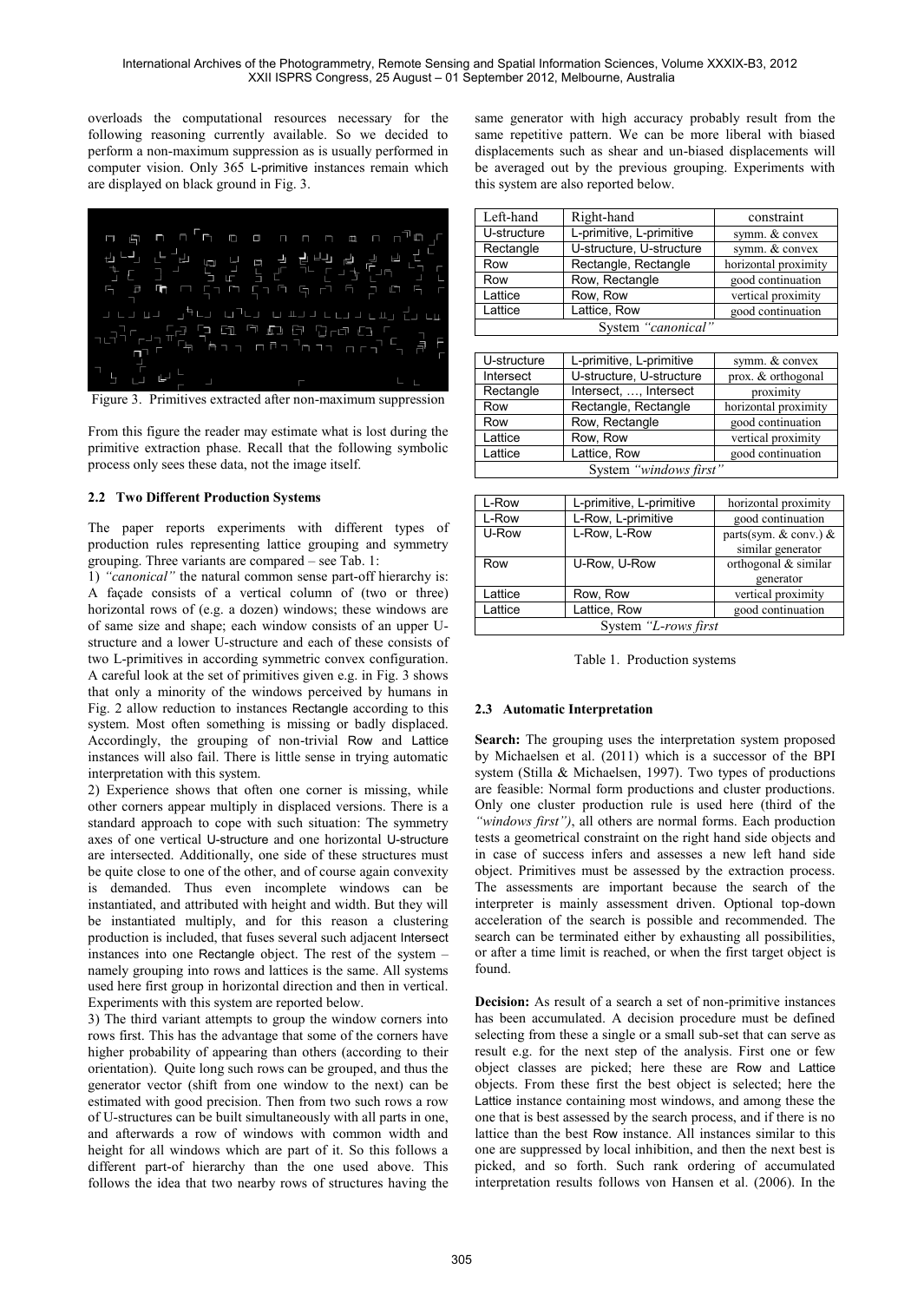overloads the computational resources necessary for the following reasoning currently available. So we decided to perform a non-maximum suppression as is usually performed in computer vision. Only 365 L-primitive instances remain which are displayed on black ground in Fig. 3.

Figure 3. Primitives extracted after non-maximum suppression

From this figure the reader may estimate what is lost during the primitive extraction phase. Recall that the following symbolic process only sees these data, not the image itself.

### 2.2 Two Different Production Systems

The paper reports experiments with different types of production rules representing lattice grouping and symmetry grouping. Three variants are compared – see Tab. 1:

1) *"canonical"* the natural common sense part-off hierarchy is: A façade consists of a vertical column of (two or three) horizontal rows of (e.g. a dozen) windows; these windows are of same size and shape; each window consists of an upper U-structure and a lower U-structure and each of these consists of two L-primitives in according symmetric convex configuration. A careful look at the set of primitives given e.g. in Fig. 3 shows that only a minority of the windows perceived by humans in Fig. 2 allow reduction to instances Rectangle according to this system. Most often something is missing or badly displaced. Accordingly, the grouping of non-trivial Row and Lattice instances will also fail. There is little sense in trying automatic interpretation with this system.

2) Experience shows that often one corner is missing, while other corners appear multiply in displaced versions. There is a standard approach to cope with such situation: The symmetry axes of one vertical U-structure and one horizontal U-structure are intersected. Additionally, one side of these structures must be quite close to one of the other, and of course again convexity is demanded. Thus even incomplete windows can be instantiated, and attributed with height and width. But they will be instantiated multiply, and for this reason a clustering production is included, that fuses several such adjacent Intersect instances into one Rectangle object. The rest of the system – namely grouping into rows and lattices is the same. All systems used here first group in horizontal direction and then in vertical. Experiments with this system are reported below.

3) The third variant attempts to group the window corners into rows first. This has the advantage that some of the corners have higher probability of appearing than others (according to their orientation). Quite long such rows can be grouped, and thus the generator vector (shift from one window to the next) can be estimated with good precision. Then from two such rows a row of U-structures can be built simultaneously with all parts in one, and afterwards a row of windows with common width and height for all windows which are part of it. So this follows a different part-of hierarchy than the one used above. This follows the idea that two nearby rows of structures having the same generator with high accuracy probably result from the same repetitive pattern. We can be more liberal with biased displacements such as shear and un-biased displacements will be averaged out by the previous grouping. Experiments with this system are also reported below.

| Left-hand | Right-hand | constraint |
|---|---|---|
| U-structure | L-primitive, L-primitive | symm. & convex |
| Rectangle | U-structure, U-structure | symm. & convex |
| Row | Rectangle, Rectangle | horizontal proximity |
| Row | Row, Rectangle | good continuation |
| Lattice | Row, Row | vertical proximity |
| Lattice | Lattice, Row | good continuation |
| System *"canonical"* | | |

| Left-hand | Right-hand | constraint |
|---|---|---|
| U-structure | L-primitive, L-primitive | symm. & convex |
| Intersect | U-structure, U-structure | prox. & orthogonal |
| Rectangle | Intersect, …, Intersect | proximity |
| Row | Rectangle, Rectangle | horizontal proximity |
| Row | Row, Rectangle | good continuation |
| Lattice | Row, Row | vertical proximity |
| Lattice | Lattice, Row | good continuation |
| System *"windows first"* | | |

| Left-hand | Right-hand | constraint |
|---|---|---|
| L-Row | L-primitive, L-primitive | horizontal proximity |
| L-Row | L-Row, L-primitive | good continuation |
| U-Row | L-Row, L-Row | parts(sym. & conv.) & similar generator |
| Row | U-Row, U-Row | orthogonal & similar generator |
| Lattice | Row, Row | vertical proximity |
| Lattice | Lattice, Row | good continuation |
| System *"L-rows first* | | |

Table 1. Production systems

### 2.3 Automatic Interpretation

**Search:** The grouping uses the interpretation system proposed by Michaelsen et al. (2011) which is a successor of the BPI system (Stilla & Michaelsen, 1997). Two types of productions are feasible: Normal form productions and cluster productions. Only one cluster production rule is used here (third of the *"windows first")*, all others are normal forms. Each production tests a geometrical constraint on the right hand side objects and in case of success infers and assesses a new left hand side object. Primitives must be assessed by the extraction process. The assessments are important because the search of the interpreter is mainly assessment driven. Optional top-down acceleration of the search is possible and recommended. The search can be terminated either by exhausting all possibilities, or after a time limit is reached, or when the first target object is found.

**Decision:** As result of a search a set of non-primitive instances has been accumulated. A decision procedure must be defined selecting from these a single or a small sub-set that can serve as result e.g. for the next step of the analysis. First one or few object classes are picked; here these are Row and Lattice objects. From these first the best object is selected; here the Lattice instance containing most windows, and among these the one that is best assessed by the search process, and if there is no lattice than the best Row instance. All instances similar to this one are suppressed by local inhibition, and then the next best is picked, and so forth. Such rank ordering of accumulated interpretation results follows von Hansen et al. (2006). In the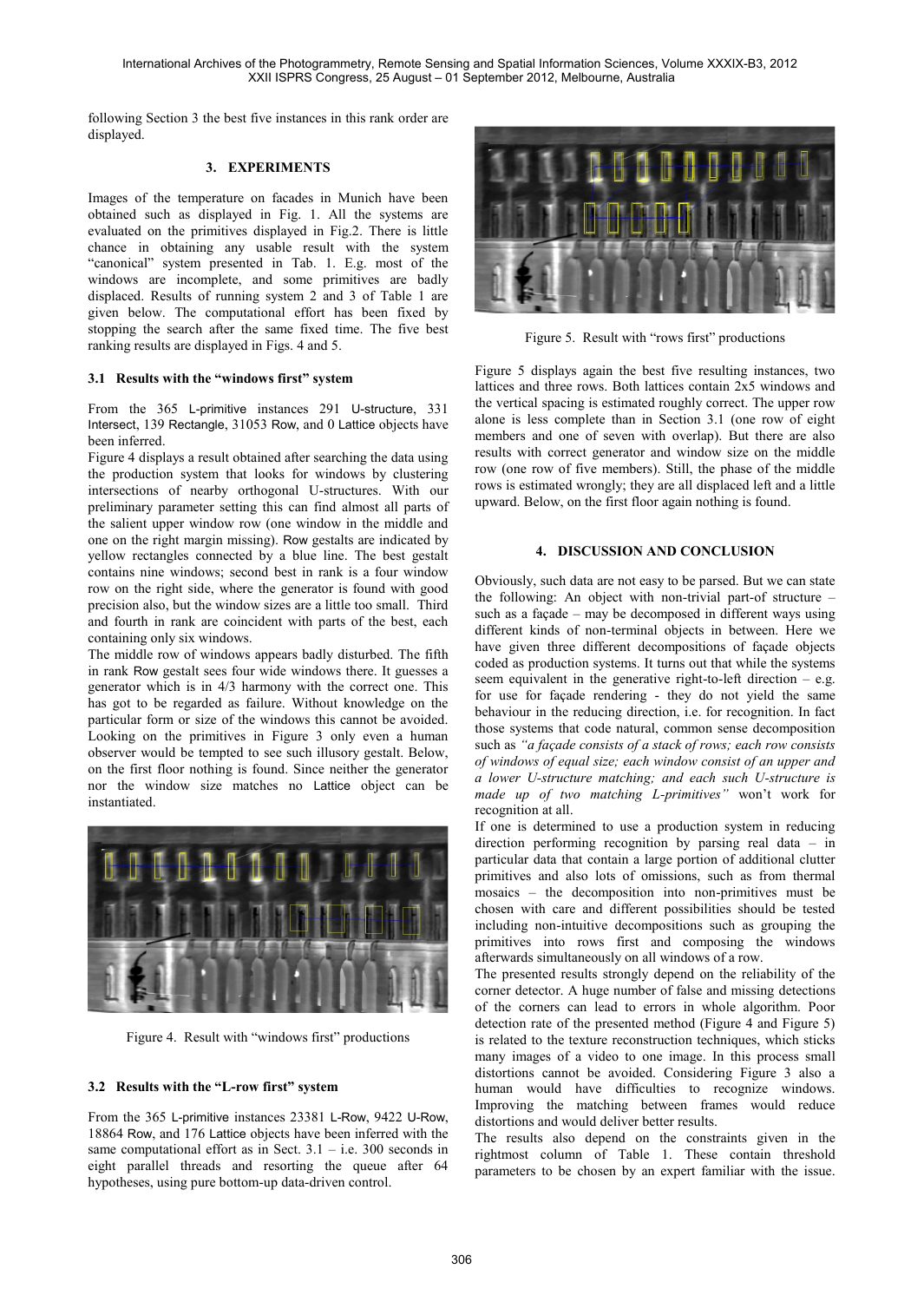following Section 3 the best five instances in this rank order are displayed.

## 3. EXPERIMENTS

Images of the temperature on facades in Munich have been obtained such as displayed in Fig. 1. All the systems are evaluated on the primitives displayed in Fig.2. There is little chance in obtaining any usable result with the system "canonical" system presented in Tab. 1. E.g. most of the windows are incomplete, and some primitives are badly displaced. Results of running system 2 and 3 of Table 1 are given below. The computational effort has been fixed by stopping the search after the same fixed time. The five best ranking results are displayed in Figs. 4 and 5.

### 3.1 Results with the "windows first" system

From the 365 L-primitive instances 291 U-structure, 331 Intersect, 139 Rectangle, 31053 Row, and 0 Lattice objects have been inferred.

Figure 4 displays a result obtained after searching the data using the production system that looks for windows by clustering intersections of nearby orthogonal U-structures. With our preliminary parameter setting this can find almost all parts of the salient upper window row (one window in the middle and one on the right margin missing). Row gestalts are indicated by yellow rectangles connected by a blue line. The best gestalt contains nine windows; second best in rank is a four window row on the right side, where the generator is found with good precision also, but the window sizes are a little too small. Third and fourth in rank are coincident with parts of the best, each containing only six windows.

The middle row of windows appears badly disturbed. The fifth in rank Row gestalt sees four wide windows there. It guesses a generator which is in 4/3 harmony with the correct one. This has got to be regarded as failure. Without knowledge on the particular form or size of the windows this cannot be avoided. Looking on the primitives in Figure 3 only even a human observer would be tempted to see such illusory gestalt. Below, on the first floor nothing is found. Since neither the generator nor the window size matches no Lattice object can be instantiated.

Figure 4. Result with "windows first" productions

### 3.2 Results with the "L-row first" system

From the 365 L-primitive instances 23381 L-Row, 9422 U-Row, 18864 Row, and 176 Lattice objects have been inferred with the same computational effort as in Sect. 3.1 – i.e. 300 seconds in eight parallel threads and resorting the queue after 64 hypotheses, using pure bottom-up data-driven control.

Figure 5. Result with "rows first" productions

Figure 5 displays again the best five resulting instances, two lattices and three rows. Both lattices contain 2x5 windows and the vertical spacing is estimated roughly correct. The upper row alone is less complete than in Section 3.1 (one row of eight members and one of seven with overlap). But there are also results with correct generator and window size on the middle row (one row of five members). Still, the phase of the middle rows is estimated wrongly; they are all displaced left and a little upward. Below, on the first floor again nothing is found.

## 4. DISCUSSION AND CONCLUSION

Obviously, such data are not easy to be parsed. But we can state the following: An object with non-trivial part-of structure – such as a façade – may be decomposed in different ways using different kinds of non-terminal objects in between. Here we have given three different decompositions of façade objects coded as production systems. It turns out that while the systems seem equivalent in the generative right-to-left direction – e.g. for use for façade rendering - they do not yield the same behaviour in the reducing direction, i.e. for recognition. In fact those systems that code natural, common sense decomposition such as *"a façade consists of a stack of rows; each row consists of windows of equal size; each window consist of an upper and a lower U-structure matching; and each such U-structure is made up of two matching L-primitives"* won't work for recognition at all.

If one is determined to use a production system in reducing direction performing recognition by parsing real data – in particular data that contain a large portion of additional clutter primitives and also lots of omissions, such as from thermal mosaics – the decomposition into non-primitives must be chosen with care and different possibilities should be tested including non-intuitive decompositions such as grouping the primitives into rows first and composing the windows afterwards simultaneously on all windows of a row.

The presented results strongly depend on the reliability of the corner detector. A huge number of false and missing detections of the corners can lead to errors in whole algorithm. Poor detection rate of the presented method (Figure 4 and Figure 5) is related to the texture reconstruction techniques, which sticks many images of a video to one image. In this process small distortions cannot be avoided. Considering Figure 3 also a human would have difficulties to recognize windows. Improving the matching between frames would reduce distortions and would deliver better results.

The results also depend on the constraints given in the rightmost column of Table 1. These contain threshold parameters to be chosen by an expert familiar with the issue.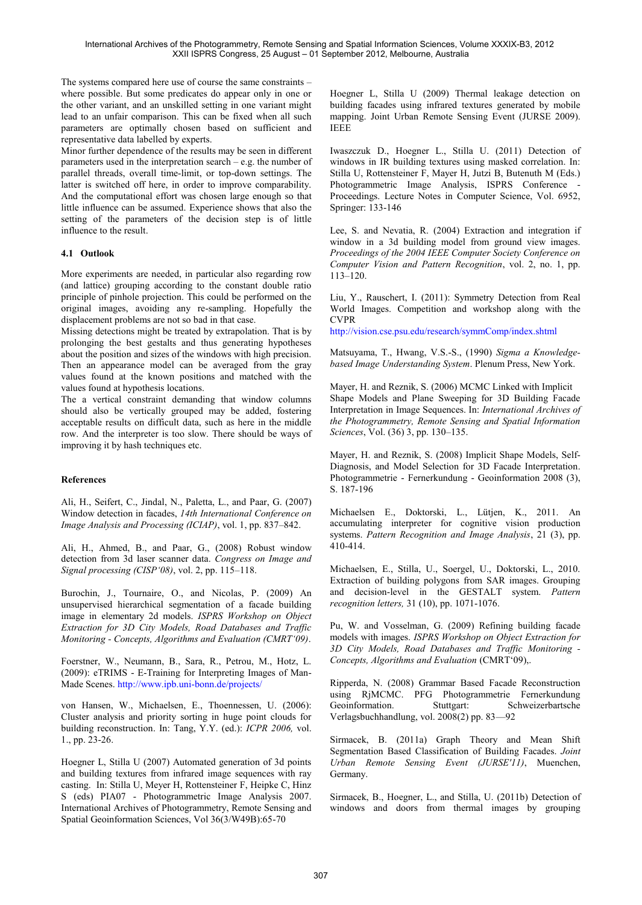The systems compared here use of course the same constraints – where possible. But some predicates do appear only in one or the other variant, and an unskilled setting in one variant might lead to an unfair comparison. This can be fixed when all such parameters are optimally chosen based on sufficient and representative data labelled by experts.

Minor further dependence of the results may be seen in different parameters used in the interpretation search – e.g. the number of parallel threads, overall time-limit, or top-down settings. The latter is switched off here, in order to improve comparability. And the computational effort was chosen large enough so that little influence can be assumed. Experience shows that also the setting of the parameters of the decision step is of little influence to the result.

### 4.1 Outlook

More experiments are needed, in particular also regarding row (and lattice) grouping according to the constant double ratio principle of pinhole projection. This could be performed on the original images, avoiding any re-sampling. Hopefully the displacement problems are not so bad in that case.

Missing detections might be treated by extrapolation. That is by prolonging the best gestalts and thus generating hypotheses about the position and sizes of the windows with high precision. Then an appearance model can be averaged from the gray values found at the known positions and matched with the values found at hypothesis locations.

The a vertical constraint demanding that window columns should also be vertically grouped may be added, fostering acceptable results on difficult data, such as here in the middle row. And the interpreter is too slow. There should be ways of improving it by hash techniques etc.

## References

Ali, H., Seifert, C., Jindal, N., Paletta, L., and Paar, G. (2007) Window detection in facades, *14th International Conference on Image Analysis and Processing (ICIAP)*, vol. 1, pp. 837–842.

Ali, H., Ahmed, B., and Paar, G., (2008) Robust window detection from 3d laser scanner data. *Congress on Image and Signal processing (CISP'08)*, vol. 2, pp. 115–118.

Burochin, J., Tournaire, O., and Nicolas, P. (2009) An unsupervised hierarchical segmentation of a facade building image in elementary 2d models. *ISPRS Workshop on Object Extraction for 3D City Models, Road Databases and Traffic Monitoring - Concepts, Algorithms and Evaluation (CMRT'09)*.

Foerstner, W., Neumann, B., Sara, R., Petrou, M., Hotz, L. (2009): eTRIMS - E-Training for Interpreting Images of Man-Made Scenes. http://www.ipb.uni-bonn.de/projects/

von Hansen, W., Michaelsen, E., Thoennessen, U. (2006): Cluster analysis and priority sorting in huge point clouds for building reconstruction. In: Tang, Y.Y. (ed.): *ICPR 2006,* vol. 1., pp. 23-26.

Hoegner L, Stilla U (2007) Automated generation of 3d points and building textures from infrared image sequences with ray casting. In: Stilla U, Meyer H, Rottensteiner F, Heipke C, Hinz S (eds) PIA07 - Photogrammetric Image Analysis 2007. International Archives of Photogrammetry, Remote Sensing and Spatial Geoinformation Sciences, Vol 36(3/W49B):65-70

Hoegner L, Stilla U (2009) Thermal leakage detection on building facades using infrared textures generated by mobile mapping. Joint Urban Remote Sensing Event (JURSE 2009). IEEE

Iwaszczuk D., Hoegner L., Stilla U. (2011) Detection of windows in IR building textures using masked correlation. In: Stilla U, Rottensteiner F, Mayer H, Jutzi B, Butenuth M (Eds.) Photogrammetric Image Analysis, ISPRS Conference - Proceedings. Lecture Notes in Computer Science, Vol. 6952, Springer: 133-146

Lee, S. and Nevatia, R. (2004) Extraction and integration if window in a 3d building model from ground view images. *Proceedings of the 2004 IEEE Computer Society Conference on Computer Vision and Pattern Recognition*, vol. 2, no. 1, pp. 113–120.

Liu, Y., Rauschert, I. (2011): Symmetry Detection from Real World Images. Competition and workshop along with the CVPR
http://vision.cse.psu.edu/research/symmComp/index.shtml

Matsuyama, T., Hwang, V.S.-S., (1990) *Sigma a Knowledge-based Image Understanding System*. Plenum Press, New York.

Mayer, H. and Reznik, S. (2006) MCMC Linked with Implicit Shape Models and Plane Sweeping for 3D Building Facade Interpretation in Image Sequences. In: *International Archives of the Photogrammetry, Remote Sensing and Spatial Information Sciences*, Vol. (36) 3, pp. 130–135.

Mayer, H. and Reznik, S. (2008) Implicit Shape Models, Self-Diagnosis, and Model Selection for 3D Facade Interpretation. Photogrammetrie - Fernerkundung - Geoinformation 2008 (3), S. 187-196

Michaelsen E., Doktorski, L., Lütjen, K., 2011. An accumulating interpreter for cognitive vision production systems. *Pattern Recognition and Image Analysis*, 21 (3), pp. 410-414.

Michaelsen, E., Stilla, U., Soergel, U., Doktorski, L., 2010. Extraction of building polygons from SAR images. Grouping and decision-level in the GESTALT system. *Pattern recognition letters,* 31 (10), pp. 1071-1076.

Pu, W. and Vosselman, G. (2009) Refining building facade models with images. *ISPRS Workshop on Object Extraction for 3D City Models, Road Databases and Traffic Monitoring - Concepts, Algorithms and Evaluation* (CMRT'09),.

Ripperda, N. (2008) Grammar Based Facade Reconstruction using RjMCMC. PFG Photogrammetrie Fernerkundung Geoinformation. Stuttgart: Schweizerbartsche Verlagsbuchhandlung, vol. 2008(2) pp. 83—92

Sirmacek, B. (2011a) Graph Theory and Mean Shift Segmentation Based Classification of Building Facades. *Joint Urban Remote Sensing Event (JURSE'11)*, Muenchen, Germany.

Sirmacek, B., Hoegner, L., and Stilla, U. (2011b) Detection of windows and doors from thermal images by grouping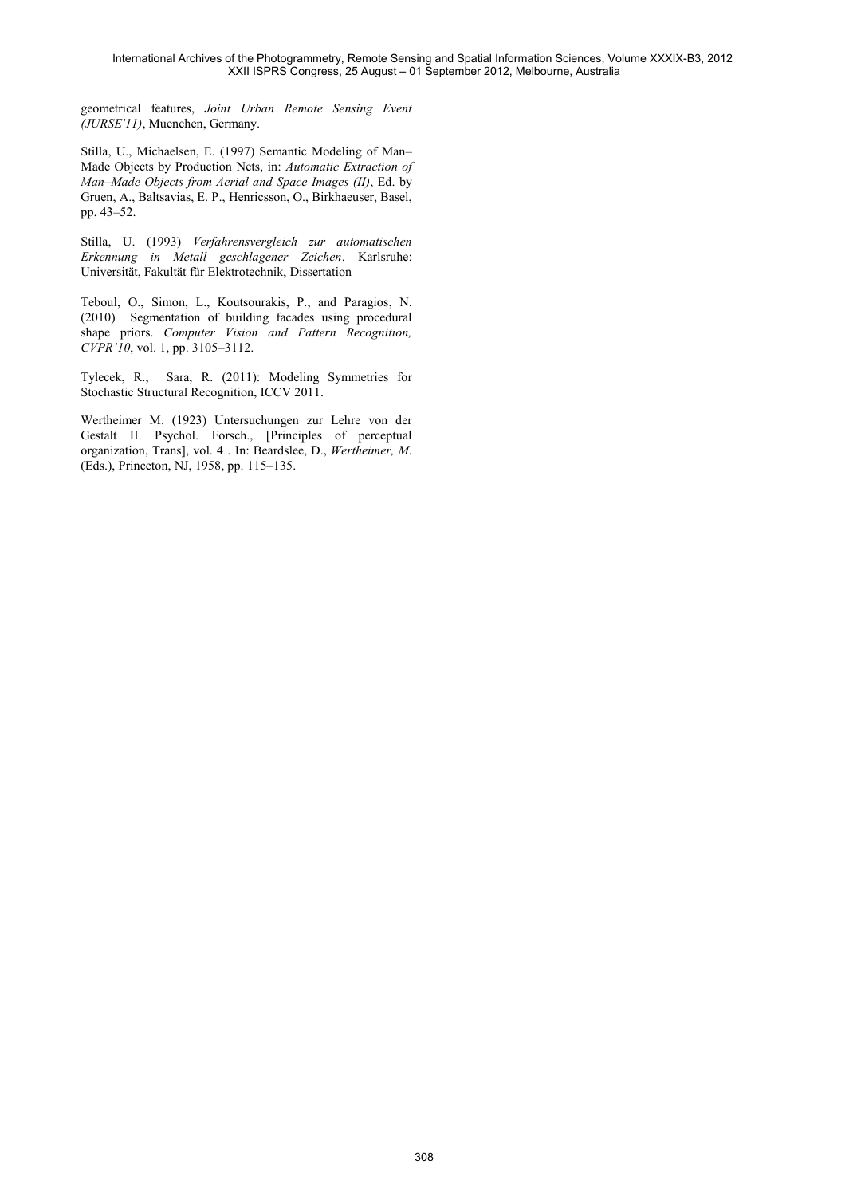geometrical features, *Joint Urban Remote Sensing Event (JURSE'11)*, Muenchen, Germany.

Stilla, U., Michaelsen, E. (1997) Semantic Modeling of Man–Made Objects by Production Nets, in: *Automatic Extraction of Man–Made Objects from Aerial and Space Images (II)*, Ed. by Gruen, A., Baltsavias, E. P., Henricsson, O., Birkhaeuser, Basel, pp. 43–52.

Stilla, U. (1993) *Verfahrensvergleich zur automatischen Erkennung in Metall geschlagener Zeichen*. Karlsruhe: Universität, Fakultät für Elektrotechnik, Dissertation

Teboul, O., Simon, L., Koutsourakis, P., and Paragios, N. (2010) Segmentation of building facades using procedural shape priors. *Computer Vision and Pattern Recognition, CVPR'10*, vol. 1, pp. 3105–3112.

Tylecek, R., Sara, R. (2011): Modeling Symmetries for Stochastic Structural Recognition, ICCV 2011.

Wertheimer M. (1923) Untersuchungen zur Lehre von der Gestalt II. Psychol. Forsch., [Principles of perceptual organization, Trans], vol. 4 . In: Beardslee, D., *Wertheimer, M.* (Eds.), Princeton, NJ, 1958, pp. 115–135.